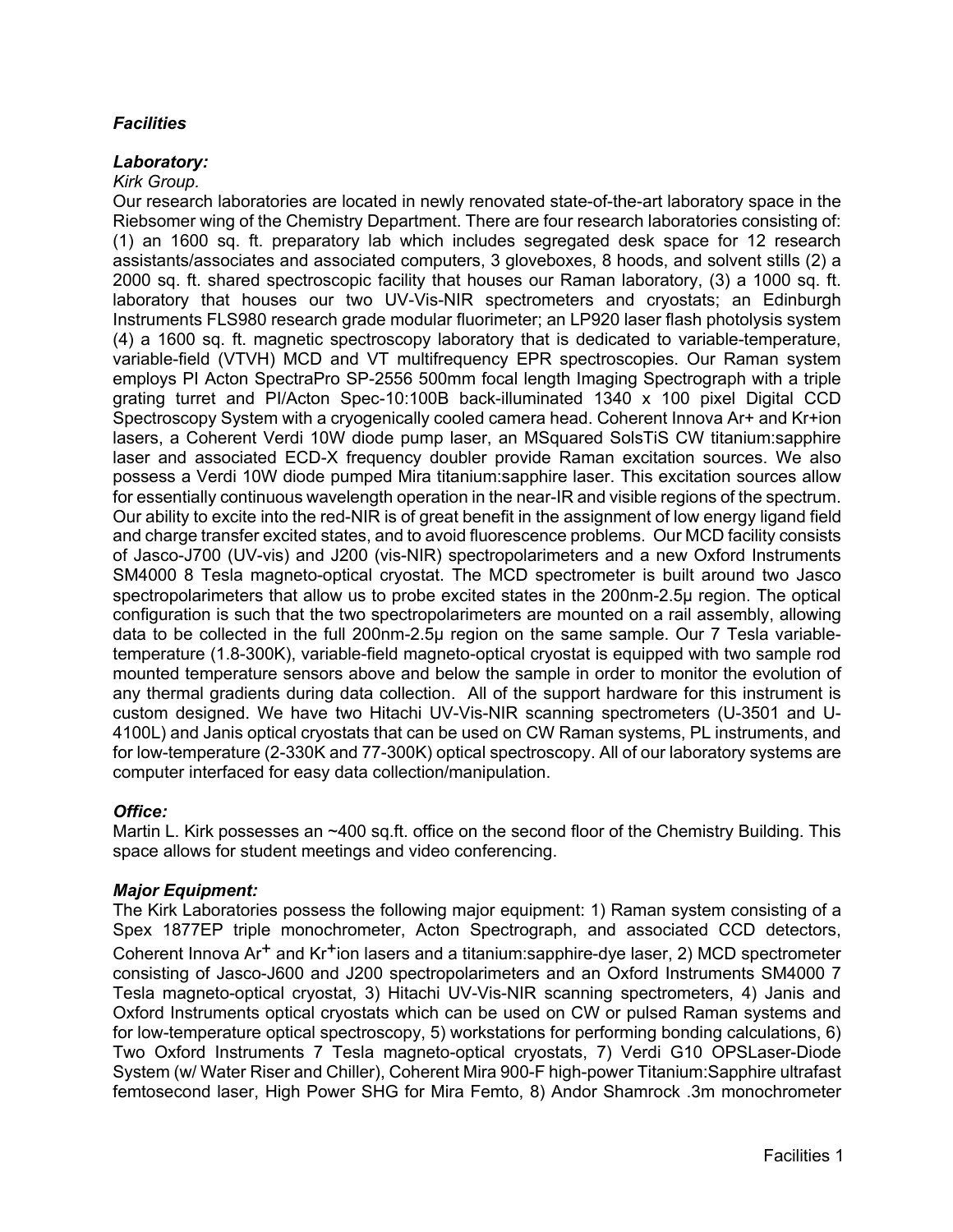***Facilities***

***Laboratory:***

*Kirk Group.*

Our research laboratories are located in newly renovated state-of-the-art laboratory space in the Riebsomer wing of the Chemistry Department. There are four research laboratories consisting of: (1) an 1600 sq. ft. preparatory lab which includes segregated desk space for 12 research assistants/associates and associated computers, 3 gloveboxes, 8 hoods, and solvent stills (2) a 2000 sq. ft. shared spectroscopic facility that houses our Raman laboratory, (3) a 1000 sq. ft. laboratory that houses our two UV-Vis-NIR spectrometers and cryostats; an Edinburgh Instruments FLS980 research grade modular fluorimeter; an LP920 laser flash photolysis system (4) a 1600 sq. ft. magnetic spectroscopy laboratory that is dedicated to variable-temperature, variable-field (VTVH) MCD and VT multifrequency EPR spectroscopies. Our Raman system employs PI Acton SpectraPro SP-2556 500mm focal length Imaging Spectrograph with a triple grating turret and PI/Acton Spec-10:100B back-illuminated 1340 x 100 pixel Digital CCD Spectroscopy System with a cryogenically cooled camera head. Coherent Innova Ar+ and Kr+ion lasers, a Coherent Verdi 10W diode pump laser, an MSquared SolsTiS CW titanium:sapphire laser and associated ECD-X frequency doubler provide Raman excitation sources. We also possess a Verdi 10W diode pumped Mira titanium:sapphire laser. This excitation sources allow for essentially continuous wavelength operation in the near-IR and visible regions of the spectrum. Our ability to excite into the red-NIR is of great benefit in the assignment of low energy ligand field and charge transfer excited states, and to avoid fluorescence problems. Our MCD facility consists of Jasco-J700 (UV-vis) and J200 (vis-NIR) spectropolarimeters and a new Oxford Instruments SM4000 8 Tesla magneto-optical cryostat. The MCD spectrometer is built around two Jasco spectropolarimeters that allow us to probe excited states in the 200nm-2.5μ region. The optical configuration is such that the two spectropolarimeters are mounted on a rail assembly, allowing data to be collected in the full 200nm-2.5μ region on the same sample. Our 7 Tesla variable-temperature (1.8-300K), variable-field magneto-optical cryostat is equipped with two sample rod mounted temperature sensors above and below the sample in order to monitor the evolution of any thermal gradients during data collection. All of the support hardware for this instrument is custom designed. We have two Hitachi UV-Vis-NIR scanning spectrometers (U-3501 and U-4100L) and Janis optical cryostats that can be used on CW Raman systems, PL instruments, and for low-temperature (2-330K and 77-300K) optical spectroscopy. All of our laboratory systems are computer interfaced for easy data collection/manipulation.

***Office:***

Martin L. Kirk possesses an ~400 sq.ft. office on the second floor of the Chemistry Building. This space allows for student meetings and video conferencing.

***Major Equipment:***

The Kirk Laboratories possess the following major equipment: 1) Raman system consisting of a Spex 1877EP triple monochrometer, Acton Spectrograph, and associated CCD detectors, Coherent Innova $Ar^{+}$ and $Kr^{+}$ion lasers and a titanium:sapphire-dye laser, 2) MCD spectrometer consisting of Jasco-J600 and J200 spectropolarimeters and an Oxford Instruments SM4000 7 Tesla magneto-optical cryostat, 3) Hitachi UV-Vis-NIR scanning spectrometers, 4) Janis and Oxford Instruments optical cryostats which can be used on CW or pulsed Raman systems and for low-temperature optical spectroscopy, 5) workstations for performing bonding calculations, 6) Two Oxford Instruments 7 Tesla magneto-optical cryostats, 7) Verdi G10 OPSLaser-Diode System (w/ Water Riser and Chiller), Coherent Mira 900-F high-power Titanium:Sapphire ultrafast femtosecond laser, High Power SHG for Mira Femto, 8) Andor Shamrock .3m monochrometer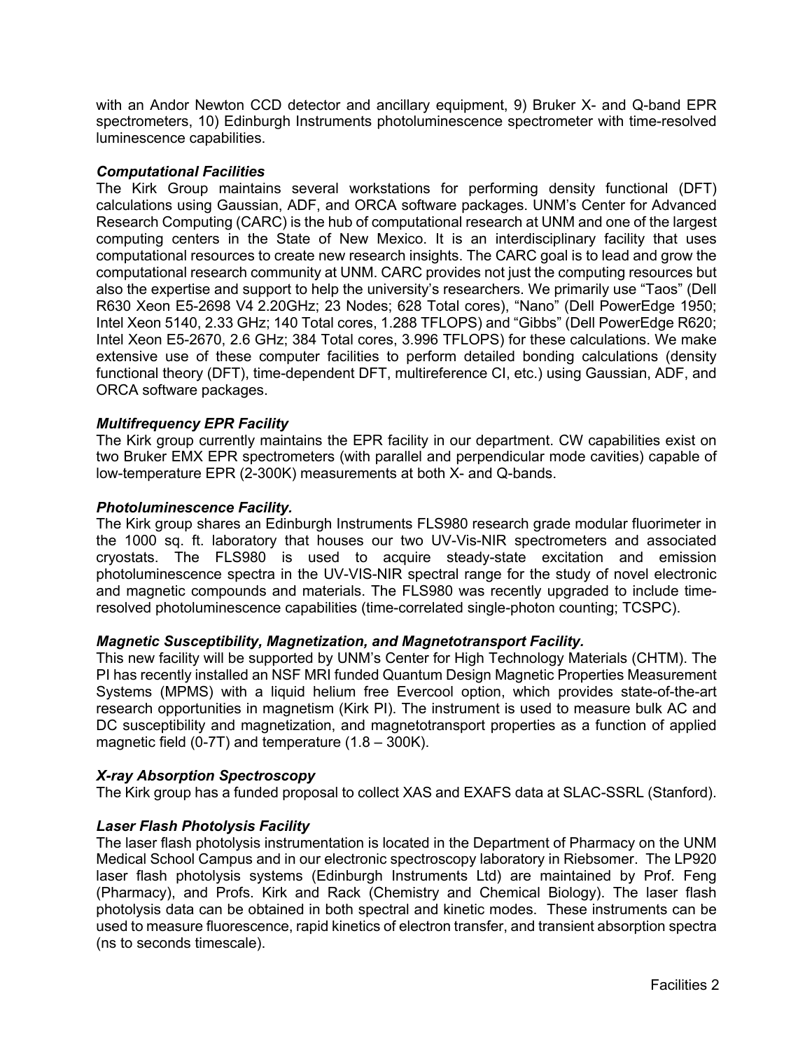with an Andor Newton CCD detector and ancillary equipment, 9) Bruker X- and Q-band EPR spectrometers, 10) Edinburgh Instruments photoluminescence spectrometer with time-resolved luminescence capabilities.

### ***Computational Facilities***

The Kirk Group maintains several workstations for performing density functional (DFT) calculations using Gaussian, ADF, and ORCA software packages. UNM's Center for Advanced Research Computing (CARC) is the hub of computational research at UNM and one of the largest computing centers in the State of New Mexico. It is an interdisciplinary facility that uses computational resources to create new research insights. The CARC goal is to lead and grow the computational research community at UNM. CARC provides not just the computing resources but also the expertise and support to help the university's researchers. We primarily use "Taos" (Dell R630 Xeon E5-2698 V4 2.20GHz; 23 Nodes; 628 Total cores), "Nano" (Dell PowerEdge 1950; Intel Xeon 5140, 2.33 GHz; 140 Total cores, 1.288 TFLOPS) and "Gibbs" (Dell PowerEdge R620; Intel Xeon E5-2670, 2.6 GHz; 384 Total cores, 3.996 TFLOPS) for these calculations. We make extensive use of these computer facilities to perform detailed bonding calculations (density functional theory (DFT), time-dependent DFT, multireference CI, etc.) using Gaussian, ADF, and ORCA software packages.

### ***Multifrequency EPR Facility***

The Kirk group currently maintains the EPR facility in our department. CW capabilities exist on two Bruker EMX EPR spectrometers (with parallel and perpendicular mode cavities) capable of low-temperature EPR (2-300K) measurements at both X- and Q-bands.

### ***Photoluminescence Facility.***

The Kirk group shares an Edinburgh Instruments FLS980 research grade modular fluorimeter in the 1000 sq. ft. laboratory that houses our two UV-Vis-NIR spectrometers and associated cryostats. The FLS980 is used to acquire steady-state excitation and emission photoluminescence spectra in the UV-VIS-NIR spectral range for the study of novel electronic and magnetic compounds and materials. The FLS980 was recently upgraded to include time-resolved photoluminescence capabilities (time-correlated single-photon counting; TCSPC).

### ***Magnetic Susceptibility, Magnetization, and Magnetotransport Facility.***

This new facility will be supported by UNM's Center for High Technology Materials (CHTM). The PI has recently installed an NSF MRI funded Quantum Design Magnetic Properties Measurement Systems (MPMS) with a liquid helium free Evercool option, which provides state-of-the-art research opportunities in magnetism (Kirk PI). The instrument is used to measure bulk AC and DC susceptibility and magnetization, and magnetotransport properties as a function of applied magnetic field (0-7T) and temperature (1.8 – 300K).

### ***X-ray Absorption Spectroscopy***

The Kirk group has a funded proposal to collect XAS and EXAFS data at SLAC-SSRL (Stanford).

### ***Laser Flash Photolysis Facility***

The laser flash photolysis instrumentation is located in the Department of Pharmacy on the UNM Medical School Campus and in our electronic spectroscopy laboratory in Riebsomer. The LP920 laser flash photolysis systems (Edinburgh Instruments Ltd) are maintained by Prof. Feng (Pharmacy), and Profs. Kirk and Rack (Chemistry and Chemical Biology). The laser flash photolysis data can be obtained in both spectral and kinetic modes. These instruments can be used to measure fluorescence, rapid kinetics of electron transfer, and transient absorption spectra (ns to seconds timescale).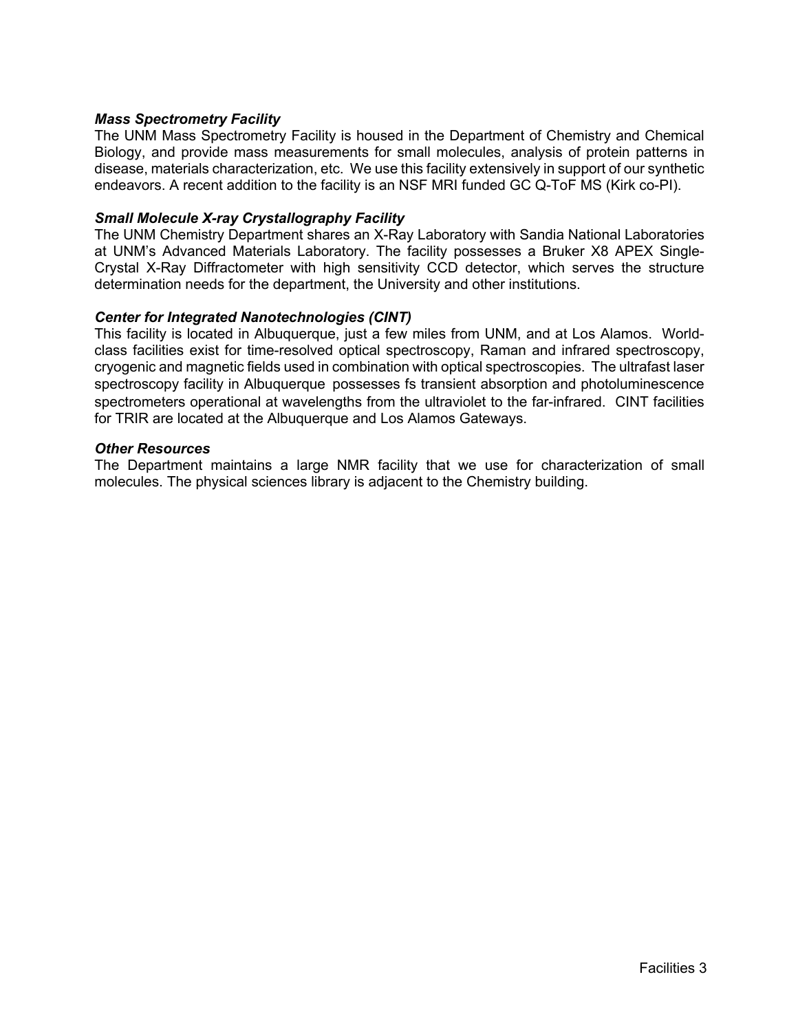***Mass Spectrometry Facility***

The UNM Mass Spectrometry Facility is housed in the Department of Chemistry and Chemical Biology, and provide mass measurements for small molecules, analysis of protein patterns in disease, materials characterization, etc. We use this facility extensively in support of our synthetic endeavors. A recent addition to the facility is an NSF MRI funded GC Q-ToF MS (Kirk co-PI).

***Small Molecule X-ray Crystallography Facility***

The UNM Chemistry Department shares an X-Ray Laboratory with Sandia National Laboratories at UNM's Advanced Materials Laboratory. The facility possesses a Bruker X8 APEX Single-Crystal X-Ray Diffractometer with high sensitivity CCD detector, which serves the structure determination needs for the department, the University and other institutions.

***Center for Integrated Nanotechnologies (CINT)***

This facility is located in Albuquerque, just a few miles from UNM, and at Los Alamos. World-class facilities exist for time-resolved optical spectroscopy, Raman and infrared spectroscopy, cryogenic and magnetic fields used in combination with optical spectroscopies. The ultrafast laser spectroscopy facility in Albuquerque possesses fs transient absorption and photoluminescence spectrometers operational at wavelengths from the ultraviolet to the far-infrared. CINT facilities for TRIR are located at the Albuquerque and Los Alamos Gateways.

***Other Resources***

The Department maintains a large NMR facility that we use for characterization of small molecules. The physical sciences library is adjacent to the Chemistry building.